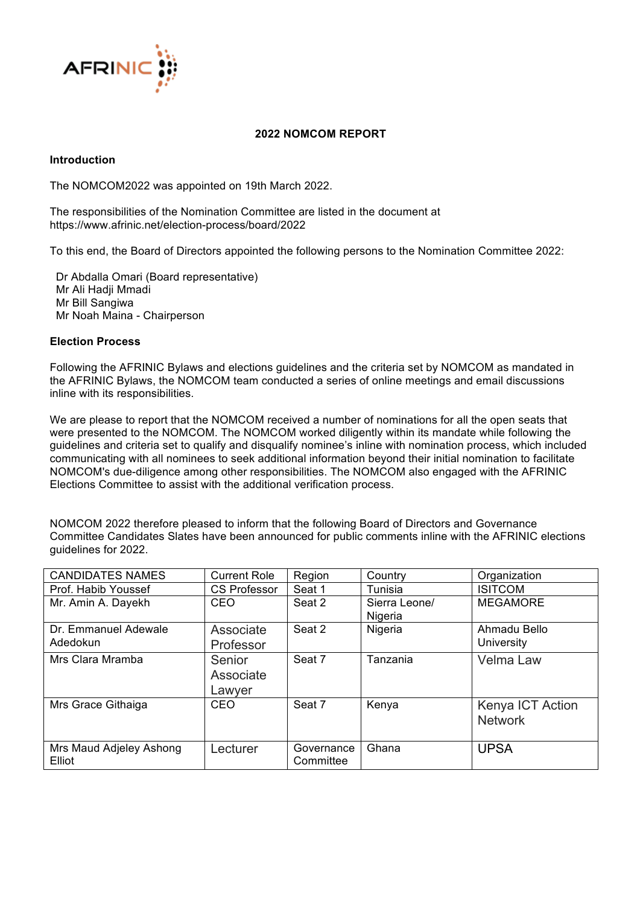## 2022 NOMCOM REPORT

**Introduction**

The NOMCOM2022 was appointed on 19th March 2022.

The responsibilities of the Nomination Committee are listed in the document at https://www.afrinic.net/election-process/board/2022

To this end, the Board of Directors appointed the following persons to the Nomination Committee 2022:

Dr Abdalla Omari (Board representative)
Mr Ali Hadji Mmadi
Mr Bill Sangiwa
Mr Noah Maina - Chairperson

**Election Process**

Following the AFRINIC Bylaws and elections guidelines and the criteria set by NOMCOM as mandated in the AFRINIC Bylaws, the NOMCOM team conducted a series of online meetings and email discussions inline with its responsibilities.

We are please to report that the NOMCOM received a number of nominations for all the open seats that were presented to the NOMCOM. The NOMCOM worked diligently within its mandate while following the guidelines and criteria set to qualify and disqualify nominee's inline with nomination process, which included communicating with all nominees to seek additional information beyond their initial nomination to facilitate NOMCOM's due-diligence among other responsibilities. The NOMCOM also engaged with the AFRINIC Elections Committee to assist with the additional verification process.

NOMCOM 2022 therefore pleased to inform that the following Board of Directors and Governance Committee Candidates Slates have been announced for public comments inline with the AFRINIC elections guidelines for 2022.

| CANDIDATES NAMES | Current Role | Region | Country | Organization |
|---|---|---|---|---|
| Prof. Habib Youssef | CS Professor | Seat 1 | Tunisia | ISITCOM |
| Mr. Amin A. Dayekh | CEO | Seat 2 | Sierra Leone/ Nigeria | MEGAMORE |
| Dr. Emmanuel Adewale Adedokun | Associate Professor | Seat 2 | Nigeria | Ahmadu Bello University |
| Mrs Clara Mramba | Senior Associate Lawyer | Seat 7 | Tanzania | Velma Law |
| Mrs Grace Githaiga | CEO | Seat 7 | Kenya | Kenya ICT Action Network |
| Mrs Maud Adjeley Ashong Elliot | Lecturer | Governance Committee | Ghana | UPSA |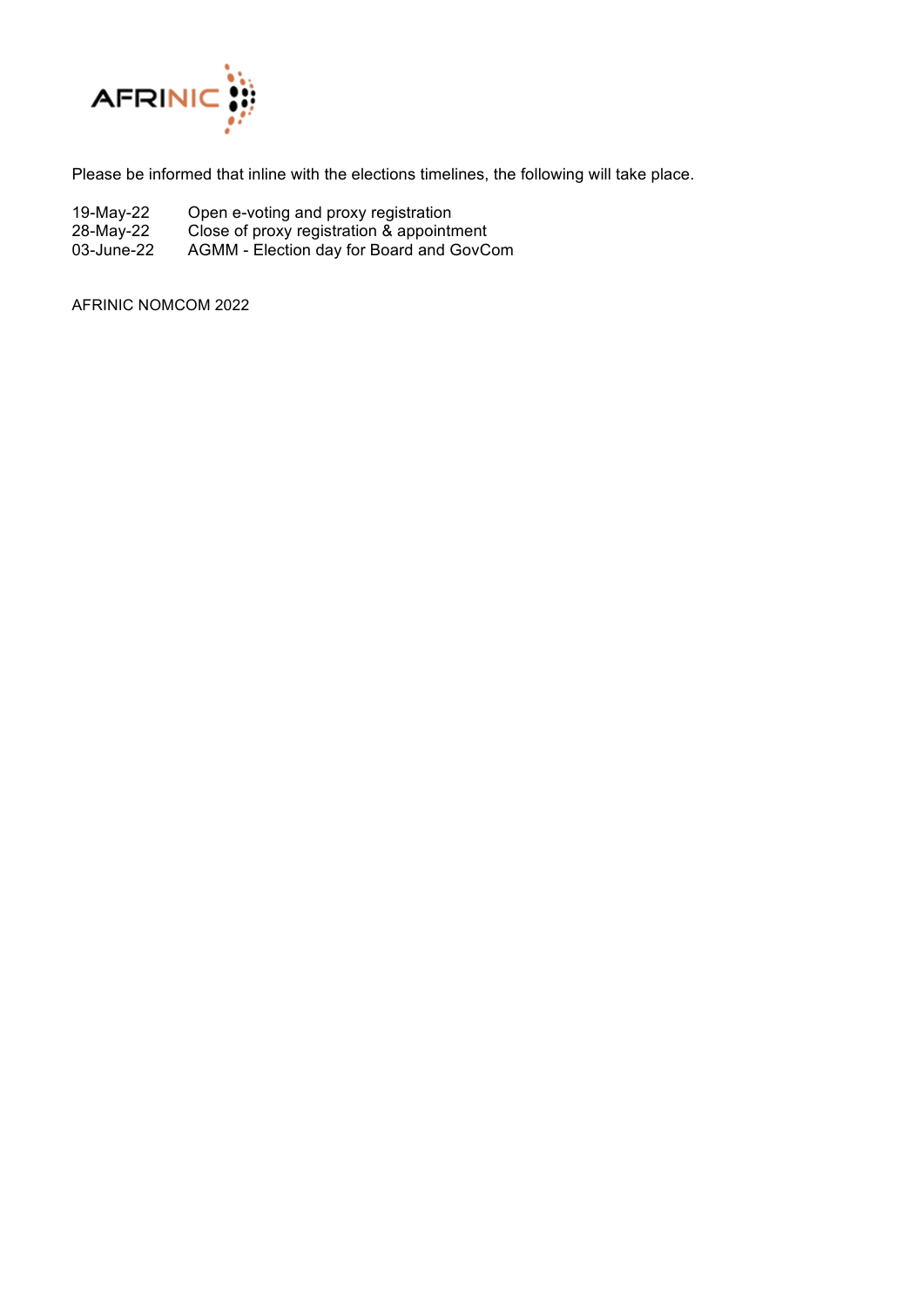AFRINIC

Please be informed that inline with the elections timelines, the following will take place.

| | |
|---|---|
| 19-May-22 | Open e-voting and proxy registration |
| 28-May-22 | Close of proxy registration & appointment |
| 03-June-22 | AGMM - Election day for Board and GovCom |

AFRINIC NOMCOM 2022